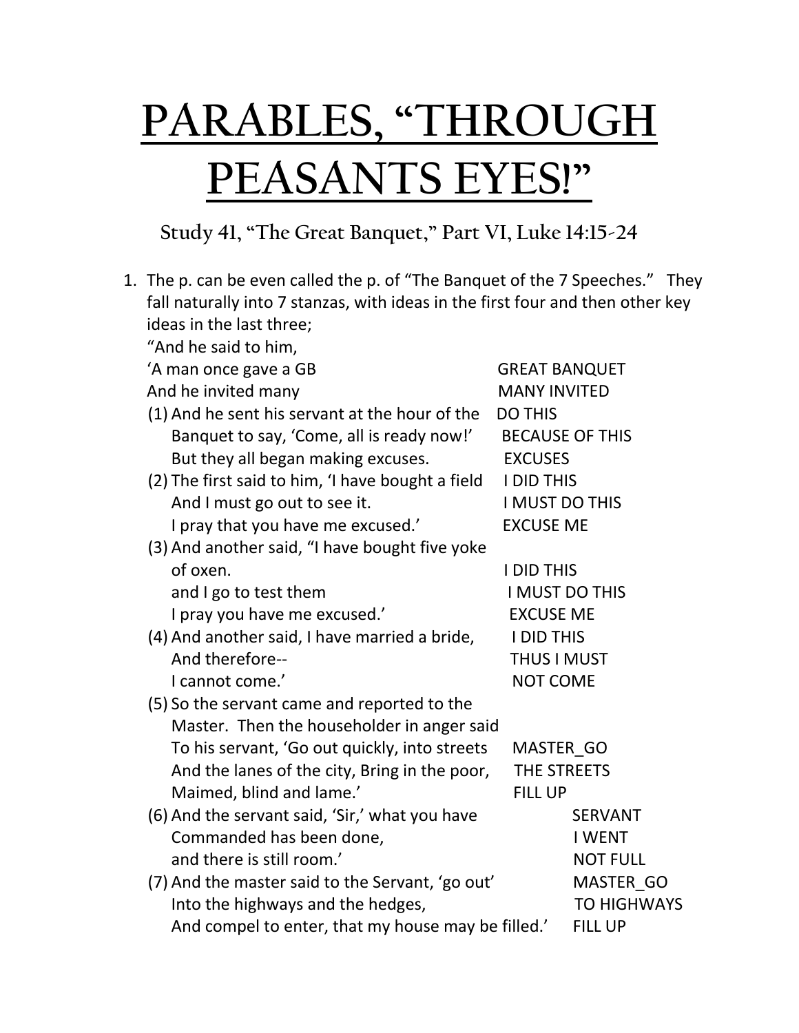# PARABLES, "THROUGH PEASANTS EYES!"

### Study 41, "The Great Banquet," Part VI, Luke 14:15-24

1. The p. can be even called the p. of "The Banquet of the 7 Speeches." They fall naturally into 7 stanzas, with ideas in the first four and then other key ideas in the last three;

| | |
|---|---|
| "And he said to him, | |
| 'A man once gave a GB | GREAT BANQUET |
| And he invited many | MANY INVITED |
| (1) And he sent his servant at the hour of the | DO THIS |
| Banquet to say, 'Come, all is ready now!' | BECAUSE OF THIS |
| But they all began making excuses. | EXCUSES |
| (2) The first said to him, 'I have bought a field | I DID THIS |
| And I must go out to see it. | I MUST DO THIS |
| I pray that you have me excused.' | EXCUSE ME |
| (3) And another said, "I have bought five yoke of oxen. | I DID THIS |
| and I go to test them | I MUST DO THIS |
| I pray you have me excused.' | EXCUSE ME |
| (4) And another said, I have married a bride, | I DID THIS |
| And therefore-- | THUS I MUST |
| I cannot come.' | NOT COME |
| (5) So the servant came and reported to the Master. Then the householder in anger said | |
| To his servant, 'Go out quickly, into streets | MASTER_GO |
| And the lanes of the city, Bring in the poor, | THE STREETS |
| Maimed, blind and lame.' | FILL UP |
| (6) And the servant said, 'Sir,' what you have | SERVANT |
| Commanded has been done, | I WENT |
| and there is still room.' | NOT FULL |
| (7) And the master said to the Servant, 'go out' | MASTER_GO |
| Into the highways and the hedges, | TO HIGHWAYS |
| And compel to enter, that my house may be filled.' | FILL UP |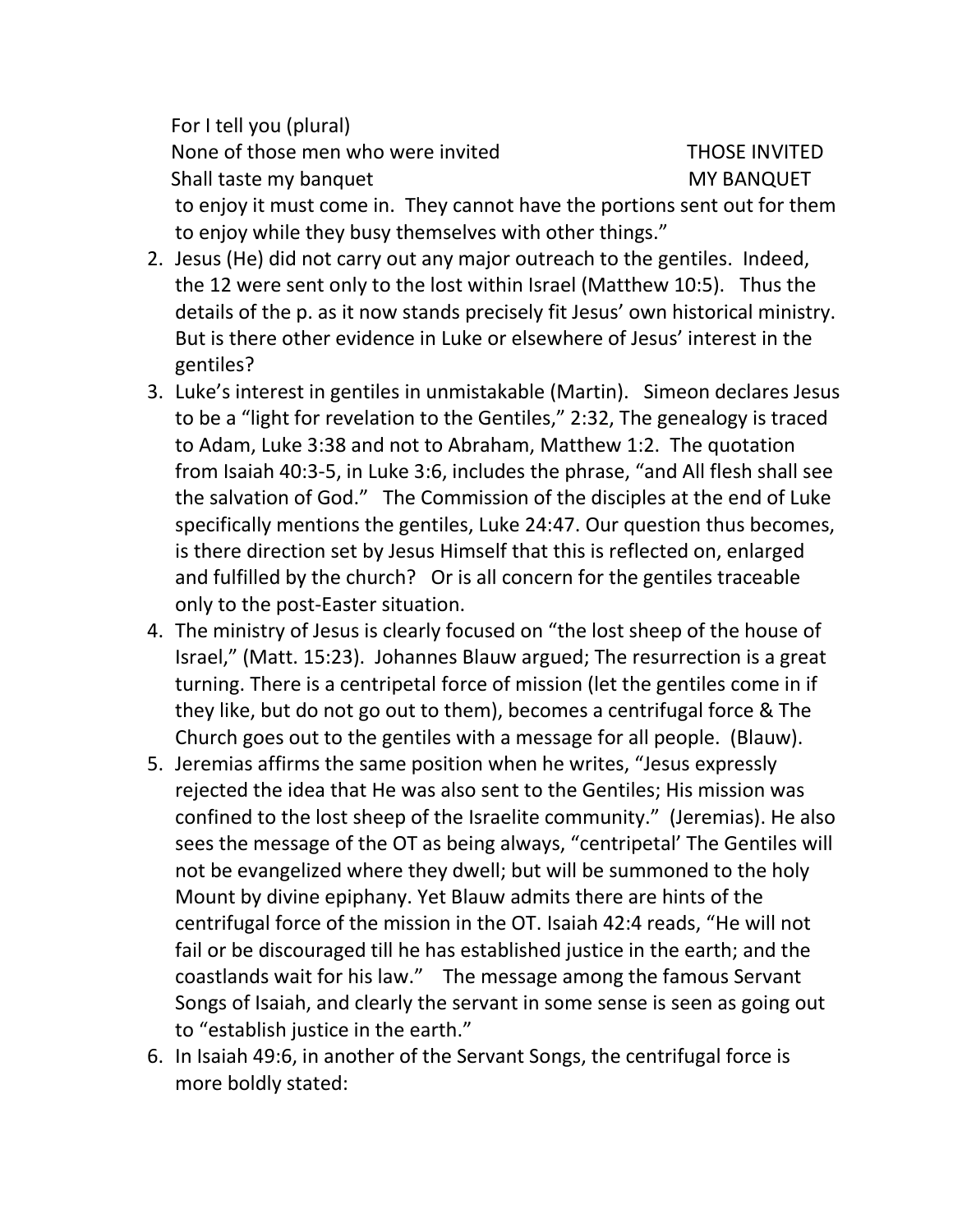For I tell you (plural)
None of those men who were invited THOSE INVITED
Shall taste my banquet MY BANQUET

to enjoy it must come in. They cannot have the portions sent out for them to enjoy while they busy themselves with other things."

2. Jesus (He) did not carry out any major outreach to the gentiles. Indeed, the 12 were sent only to the lost within Israel (Matthew 10:5). Thus the details of the p. as it now stands precisely fit Jesus' own historical ministry. But is there other evidence in Luke or elsewhere of Jesus' interest in the gentiles?
3. Luke's interest in gentiles in unmistakable (Martin). Simeon declares Jesus to be a "light for revelation to the Gentiles," 2:32, The genealogy is traced to Adam, Luke 3:38 and not to Abraham, Matthew 1:2. The quotation from Isaiah 40:3-5, in Luke 3:6, includes the phrase, "and All flesh shall see the salvation of God." The Commission of the disciples at the end of Luke specifically mentions the gentiles, Luke 24:47. Our question thus becomes, is there direction set by Jesus Himself that this is reflected on, enlarged and fulfilled by the church? Or is all concern for the gentiles traceable only to the post-Easter situation.
4. The ministry of Jesus is clearly focused on "the lost sheep of the house of Israel," (Matt. 15:23). Johannes Blauw argued; The resurrection is a great turning. There is a centripetal force of mission (let the gentiles come in if they like, but do not go out to them), becomes a centrifugal force & The Church goes out to the gentiles with a message for all people. (Blauw).
5. Jeremias affirms the same position when he writes, "Jesus expressly rejected the idea that He was also sent to the Gentiles; His mission was confined to the lost sheep of the Israelite community." (Jeremias). He also sees the message of the OT as being always, "centripetal' The Gentiles will not be evangelized where they dwell; but will be summoned to the holy Mount by divine epiphany. Yet Blauw admits there are hints of the centrifugal force of the mission in the OT. Isaiah 42:4 reads, "He will not fail or be discouraged till he has established justice in the earth; and the coastlands wait for his law." The message among the famous Servant Songs of Isaiah, and clearly the servant in some sense is seen as going out to "establish justice in the earth."
6. In Isaiah 49:6, in another of the Servant Songs, the centrifugal force is more boldly stated: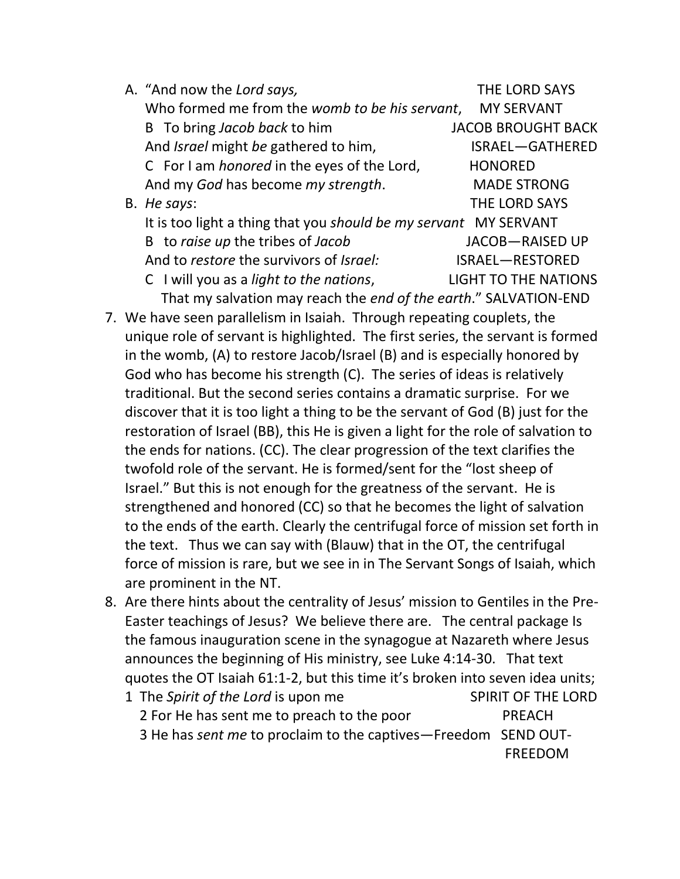A. "And now the *Lord says,* THE LORD SAYS
   Who formed me from the *womb to be his servant*, MY SERVANT
   B To bring *Jacob back* to him JACOB BROUGHT BACK
   And *Israel* might *be* gathered to him, ISRAEL—GATHERED
   C For I am *honored* in the eyes of the Lord, HONORED
   And my *God* has become *my strength*. MADE STRONG

B. *He says*: THE LORD SAYS
   It is too light a thing that you *should be my servant* MY SERVANT
   B to *raise up* the tribes of *Jacob* JACOB—RAISED UP
   And to *restore* the survivors of *Israel:* ISRAEL—RESTORED
   C I will you as a *light to the nations*, LIGHT TO THE NATIONS
   That my salvation may reach the *end of the earth*." SALVATION-END

7. We have seen parallelism in Isaiah. Through repeating couplets, the unique role of servant is highlighted. The first series, the servant is formed in the womb, (A) to restore Jacob/Israel (B) and is especially honored by God who has become his strength (C). The series of ideas is relatively traditional. But the second series contains a dramatic surprise. For we discover that it is too light a thing to be the servant of God (B) just for the restoration of Israel (BB), this He is given a light for the role of salvation to the ends for nations. (CC). The clear progression of the text clarifies the twofold role of the servant. He is formed/sent for the "lost sheep of Israel." But this is not enough for the greatness of the servant. He is strengthened and honored (CC) so that he becomes the light of salvation to the ends of the earth. Clearly the centrifugal force of mission set forth in the text. Thus we can say with (Blauw) that in the OT, the centrifugal force of mission is rare, but we see in in The Servant Songs of Isaiah, which are prominent in the NT.
8. Are there hints about the centrality of Jesus' mission to Gentiles in the Pre-Easter teachings of Jesus? We believe there are. The central package Is the famous inauguration scene in the synagogue at Nazareth where Jesus announces the beginning of His ministry, see Luke 4:14-30. That text quotes the OT Isaiah 61:1-2, but this time it's broken into seven idea units;
   1 The *Spirit of the Lord* is upon me SPIRIT OF THE LORD
   2 For He has sent me to preach to the poor PREACH
   3 He has *sent me* to proclaim to the captives—Freedom SEND OUT-FREEDOM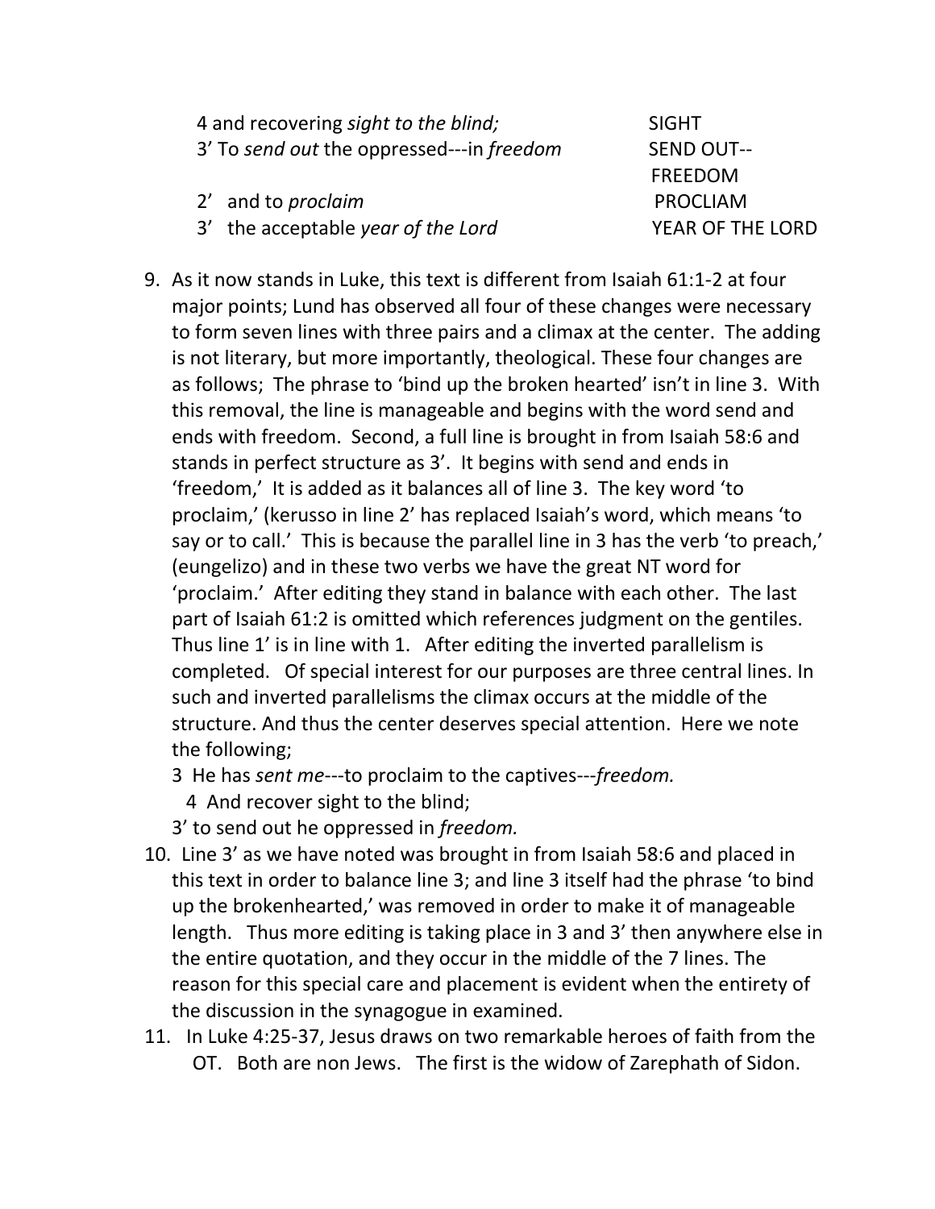4 and recovering *sight to the blind;* SIGHT
3' To *send out* the oppressed---in *freedom* SEND OUT-- FREEDOM
2' and to *proclaim* PROCLIAM
3' the acceptable *year of the Lord* YEAR OF THE LORD

9. As it now stands in Luke, this text is different from Isaiah 61:1-2 at four major points; Lund has observed all four of these changes were necessary to form seven lines with three pairs and a climax at the center. The adding is not literary, but more importantly, theological. These four changes are as follows; The phrase to 'bind up the broken hearted' isn't in line 3. With this removal, the line is manageable and begins with the word send and ends with freedom. Second, a full line is brought in from Isaiah 58:6 and stands in perfect structure as 3'. It begins with send and ends in 'freedom,' It is added as it balances all of line 3. The key word 'to proclaim,' (kerusso in line 2' has replaced Isaiah's word, which means 'to say or to call.' This is because the parallel line in 3 has the verb 'to preach,' (eungelizo) and in these two verbs we have the great NT word for 'proclaim.' After editing they stand in balance with each other. The last part of Isaiah 61:2 is omitted which references judgment on the gentiles. Thus line 1' is in line with 1. After editing the inverted parallelism is completed. Of special interest for our purposes are three central lines. In such and inverted parallelisms the climax occurs at the middle of the structure. And thus the center deserves special attention. Here we note the following;

   3 He has *sent me*---to proclaim to the captives---*freedom.*
   4 And recover sight to the blind;
   3' to send out he oppressed in *freedom.*

10. Line 3' as we have noted was brought in from Isaiah 58:6 and placed in this text in order to balance line 3; and line 3 itself had the phrase 'to bind up the brokenhearted,' was removed in order to make it of manageable length. Thus more editing is taking place in 3 and 3' then anywhere else in the entire quotation, and they occur in the middle of the 7 lines. The reason for this special care and placement is evident when the entirety of the discussion in the synagogue in examined.
11. In Luke 4:25-37, Jesus draws on two remarkable heroes of faith from the OT. Both are non Jews. The first is the widow of Zarephath of Sidon.